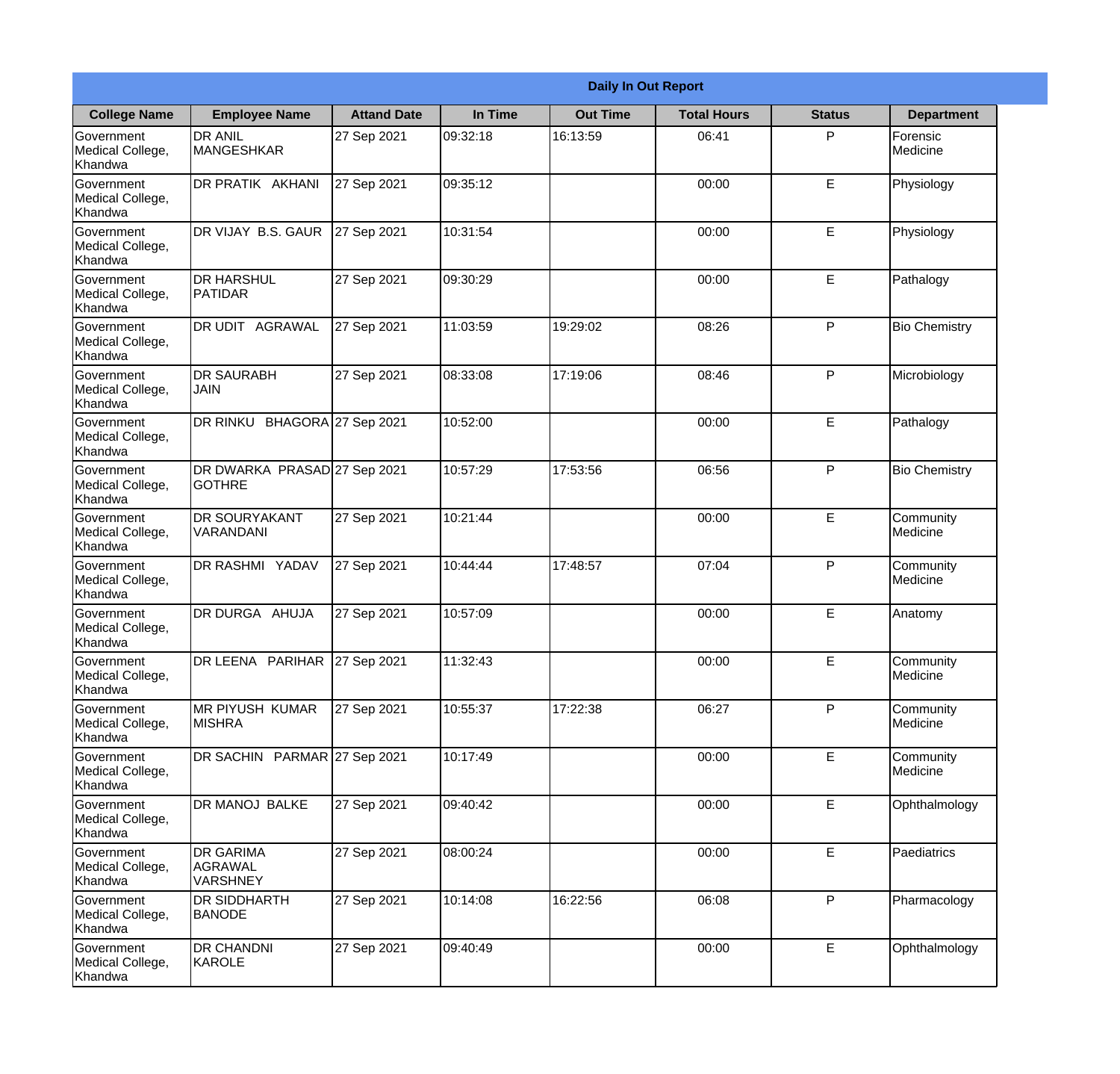| Daily In Out Report | | | | | | | |
|---|---|---|---|---|---|---|---|
| **College Name** | **Employee Name** | **Attand Date** | **In Time** | **Out Time** | **Total Hours** | **Status** | **Department** |
| Government Medical College, Khandwa | DR ANIL MANGESHKAR | 27 Sep 2021 | 09:32:18 | 16:13:59 | 06:41 | P | Forensic Medicine |
| Government Medical College, Khandwa | DR PRATIK AKHANI | 27 Sep 2021 | 09:35:12 | | 00:00 | E | Physiology |
| Government Medical College, Khandwa | DR VIJAY B.S. GAUR | 27 Sep 2021 | 10:31:54 | | 00:00 | E | Physiology |
| Government Medical College, Khandwa | DR HARSHUL PATIDAR | 27 Sep 2021 | 09:30:29 | | 00:00 | E | Pathalogy |
| Government Medical College, Khandwa | DR UDIT AGRAWAL | 27 Sep 2021 | 11:03:59 | 19:29:02 | 08:26 | P | Bio Chemistry |
| Government Medical College, Khandwa | DR SAURABH JAIN | 27 Sep 2021 | 08:33:08 | 17:19:06 | 08:46 | P | Microbiology |
| Government Medical College, Khandwa | DR RINKU BHAGORA | 27 Sep 2021 | 10:52:00 | | 00:00 | E | Pathalogy |
| Government Medical College, Khandwa | DR DWARKA PRASAD GOTHRE | 27 Sep 2021 | 10:57:29 | 17:53:56 | 06:56 | P | Bio Chemistry |
| Government Medical College, Khandwa | DR SOURYAKANT VARANDANI | 27 Sep 2021 | 10:21:44 | | 00:00 | E | Community Medicine |
| Government Medical College, Khandwa | DR RASHMI YADAV | 27 Sep 2021 | 10:44:44 | 17:48:57 | 07:04 | P | Community Medicine |
| Government Medical College, Khandwa | DR DURGA AHUJA | 27 Sep 2021 | 10:57:09 | | 00:00 | E | Anatomy |
| Government Medical College, Khandwa | DR LEENA PARIHAR | 27 Sep 2021 | 11:32:43 | | 00:00 | E | Community Medicine |
| Government Medical College, Khandwa | MR PIYUSH KUMAR MISHRA | 27 Sep 2021 | 10:55:37 | 17:22:38 | 06:27 | P | Community Medicine |
| Government Medical College, Khandwa | DR SACHIN PARMAR | 27 Sep 2021 | 10:17:49 | | 00:00 | E | Community Medicine |
| Government Medical College, Khandwa | DR MANOJ BALKE | 27 Sep 2021 | 09:40:42 | | 00:00 | E | Ophthalmology |
| Government Medical College, Khandwa | DR GARIMA AGRAWAL VARSHNEY | 27 Sep 2021 | 08:00:24 | | 00:00 | E | Paediatrics |
| Government Medical College, Khandwa | DR SIDDHARTH BANODE | 27 Sep 2021 | 10:14:08 | 16:22:56 | 06:08 | P | Pharmacology |
| Government Medical College, Khandwa | DR CHANDNI KAROLE | 27 Sep 2021 | 09:40:49 | | 00:00 | E | Ophthalmology |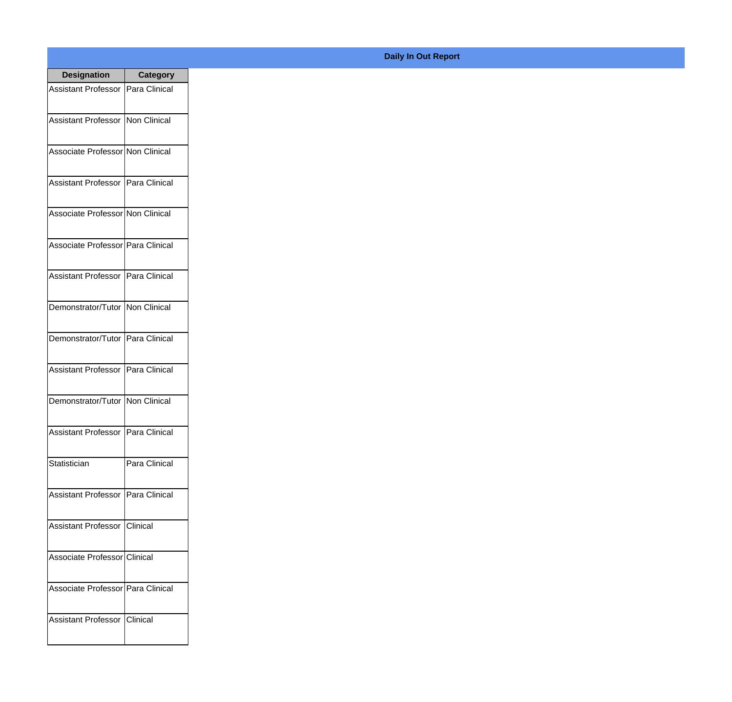**Daily In Out Report**

| Designation | Category |
|---|---|
| Assistant Professor | Para Clinical |
| Assistant Professor | Non Clinical |
| Associate Professor | Non Clinical |
| Assistant Professor | Para Clinical |
| Associate Professor | Non Clinical |
| Associate Professor | Para Clinical |
| Assistant Professor | Para Clinical |
| Demonstrator/Tutor | Non Clinical |
| Demonstrator/Tutor | Para Clinical |
| Assistant Professor | Para Clinical |
| Demonstrator/Tutor | Non Clinical |
| Assistant Professor | Para Clinical |
| Statistician | Para Clinical |
| Assistant Professor | Para Clinical |
| Assistant Professor | Clinical |
| Associate Professor | Clinical |
| Associate Professor | Para Clinical |
| Assistant Professor | Clinical |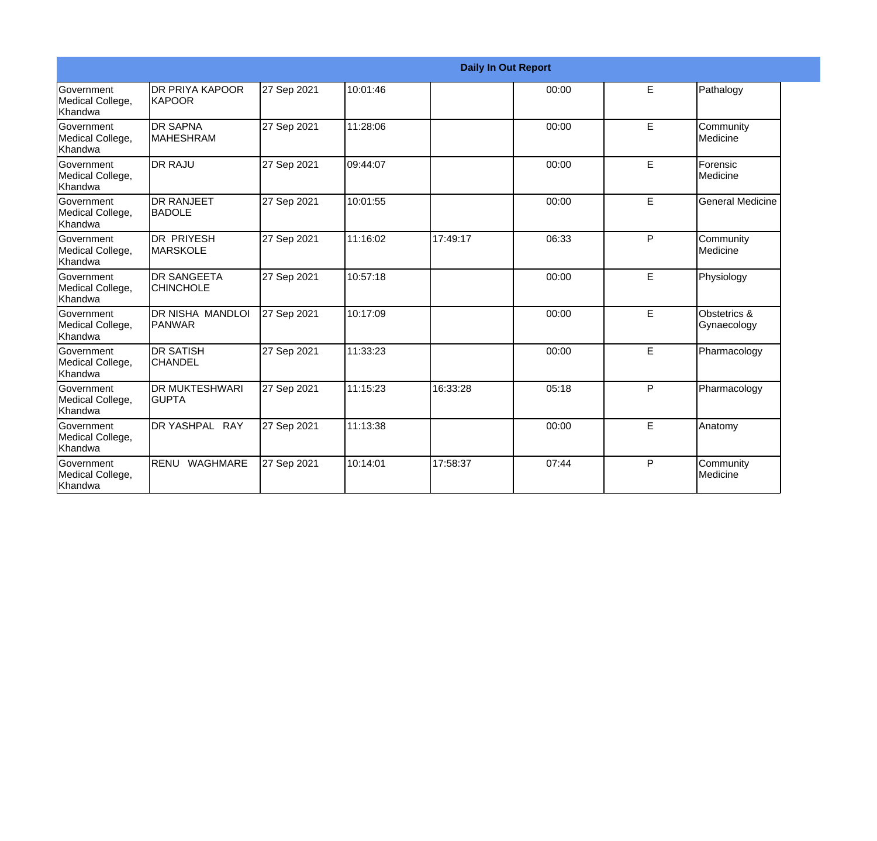**Daily In Out Report**

| | | | | | | | |
|---|---|---|---|---|---|---|---|
| Government Medical College, Khandwa | DR PRIYA KAPOOR KAPOOR | 27 Sep 2021 | 10:01:46 | | 00:00 | E | Pathalogy |
| Government Medical College, Khandwa | DR SAPNA MAHESHRAM | 27 Sep 2021 | 11:28:06 | | 00:00 | E | Community Medicine |
| Government Medical College, Khandwa | DR RAJU | 27 Sep 2021 | 09:44:07 | | 00:00 | E | Forensic Medicine |
| Government Medical College, Khandwa | DR RANJEET BADOLE | 27 Sep 2021 | 10:01:55 | | 00:00 | E | General Medicine |
| Government Medical College, Khandwa | DR PRIYESH MARSKOLE | 27 Sep 2021 | 11:16:02 | 17:49:17 | 06:33 | P | Community Medicine |
| Government Medical College, Khandwa | DR SANGEETA CHINCHOLE | 27 Sep 2021 | 10:57:18 | | 00:00 | E | Physiology |
| Government Medical College, Khandwa | DR NISHA MANDLOI PANWAR | 27 Sep 2021 | 10:17:09 | | 00:00 | E | Obstetrics & Gynaecology |
| Government Medical College, Khandwa | DR SATISH CHANDEL | 27 Sep 2021 | 11:33:23 | | 00:00 | E | Pharmacology |
| Government Medical College, Khandwa | DR MUKTESHWARI GUPTA | 27 Sep 2021 | 11:15:23 | 16:33:28 | 05:18 | P | Pharmacology |
| Government Medical College, Khandwa | DR YASHPAL RAY | 27 Sep 2021 | 11:13:38 | | 00:00 | E | Anatomy |
| Government Medical College, Khandwa | RENU WAGHMARE | 27 Sep 2021 | 10:14:01 | 17:58:37 | 07:44 | P | Community Medicine |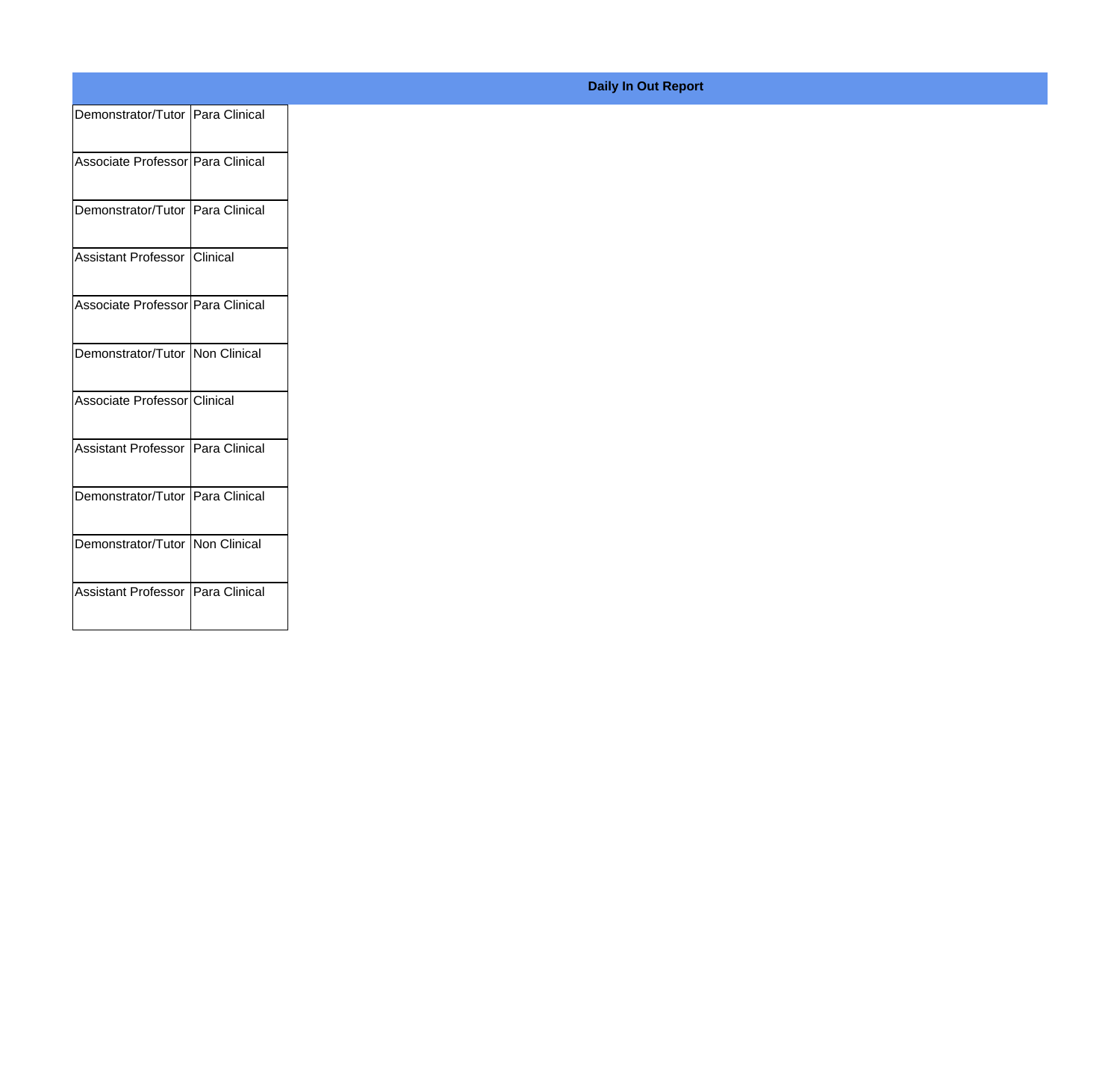**Daily In Out Report**

| | |
|---|---|
| Demonstrator/Tutor | Para Clinical |
| Associate Professor | Para Clinical |
| Demonstrator/Tutor | Para Clinical |
| Assistant Professor | Clinical |
| Associate Professor | Para Clinical |
| Demonstrator/Tutor | Non Clinical |
| Associate Professor | Clinical |
| Assistant Professor | Para Clinical |
| Demonstrator/Tutor | Para Clinical |
| Demonstrator/Tutor | Non Clinical |
| Assistant Professor | Para Clinical |